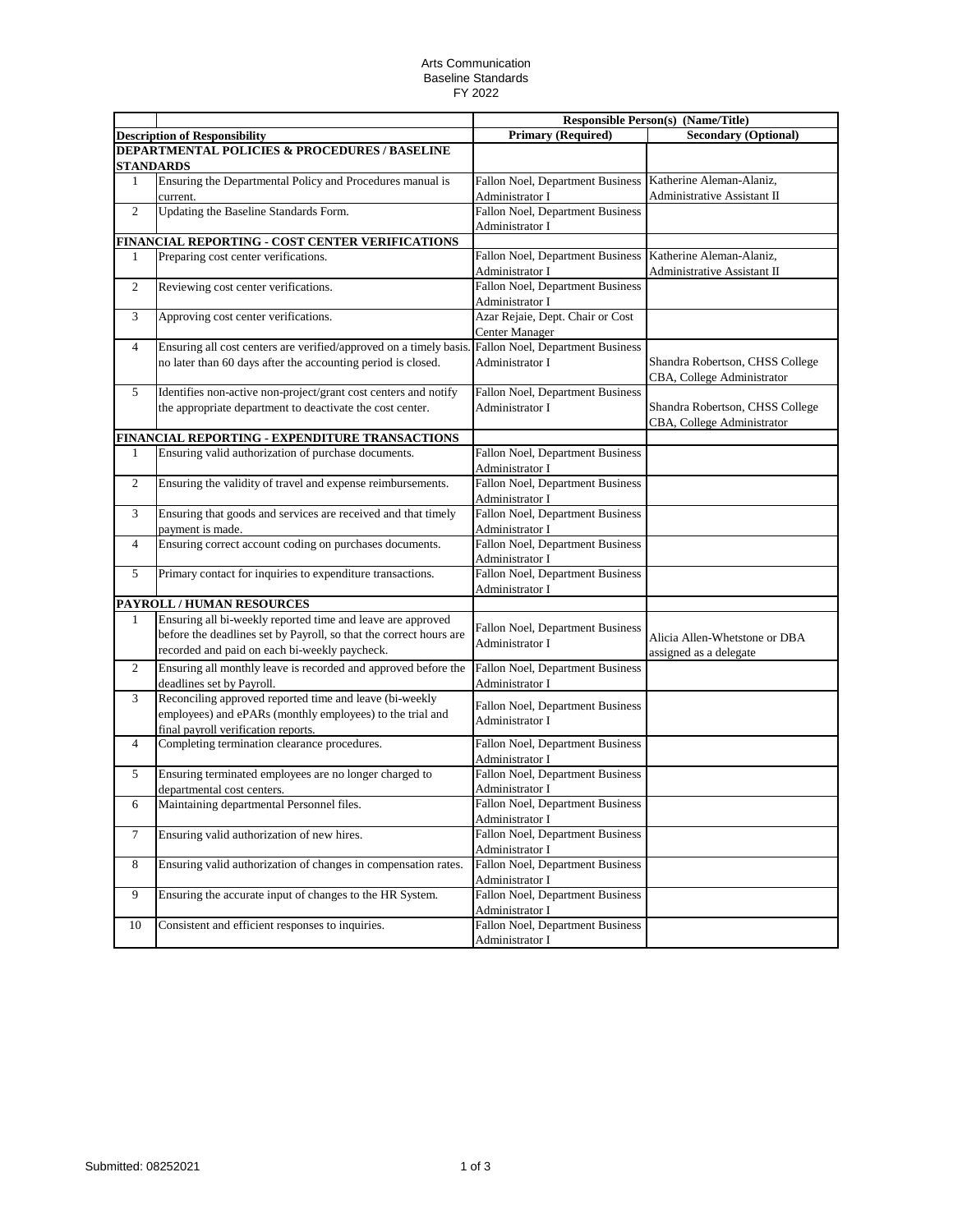Arts Communication
Baseline Standards
FY 2022

| | | Responsible Person(s) (Name/Title) | |
|---|---|---|---|
| **Description of Responsibility** | | **Primary (Required)** | **Secondary (Optional)** |
| **DEPARTMENTAL POLICIES & PROCEDURES / BASELINE STANDARDS** | | | |
| 1 | Ensuring the Departmental Policy and Procedures manual is current. | Fallon Noel, Department Business Administrator I | Katherine Aleman-Alaniz, Administrative Assistant II |
| 2 | Updating the Baseline Standards Form. | Fallon Noel, Department Business Administrator I | |
| **FINANCIAL REPORTING - COST CENTER VERIFICATIONS** | | | |
| 1 | Preparing cost center verifications. | Fallon Noel, Department Business Administrator I | Katherine Aleman-Alaniz, Administrative Assistant II |
| 2 | Reviewing cost center verifications. | Fallon Noel, Department Business Administrator I | |
| 3 | Approving cost center verifications. | Azar Rejaie, Dept. Chair or Cost Center Manager | |
| 4 | Ensuring all cost centers are verified/approved on a timely basis. no later than 60 days after the accounting period is closed. | Fallon Noel, Department Business Administrator I | Shandra Robertson, CHSS College CBA, College Administrator |
| 5 | Identifies non-active non-project/grant cost centers and notify the appropriate department to deactivate the cost center. | Fallon Noel, Department Business Administrator I | Shandra Robertson, CHSS College CBA, College Administrator |
| **FINANCIAL REPORTING - EXPENDITURE TRANSACTIONS** | | | |
| 1 | Ensuring valid authorization of purchase documents. | Fallon Noel, Department Business Administrator I | |
| 2 | Ensuring the validity of travel and expense reimbursements. | Fallon Noel, Department Business Administrator I | |
| 3 | Ensuring that goods and services are received and that timely payment is made. | Fallon Noel, Department Business Administrator I | |
| 4 | Ensuring correct account coding on purchases documents. | Fallon Noel, Department Business Administrator I | |
| 5 | Primary contact for inquiries to expenditure transactions. | Fallon Noel, Department Business Administrator I | |
| **PAYROLL / HUMAN RESOURCES** | | | |
| 1 | Ensuring all bi-weekly reported time and leave are approved before the deadlines set by Payroll, so that the correct hours are recorded and paid on each bi-weekly paycheck. | Fallon Noel, Department Business Administrator I | Alicia Allen-Whetstone or DBA assigned as a delegate |
| 2 | Ensuring all monthly leave is recorded and approved before the deadlines set by Payroll. | Fallon Noel, Department Business Administrator I | |
| 3 | Reconciling approved reported time and leave (bi-weekly employees) and ePARs (monthly employees) to the trial and final payroll verification reports. | Fallon Noel, Department Business Administrator I | |
| 4 | Completing termination clearance procedures. | Fallon Noel, Department Business Administrator I | |
| 5 | Ensuring terminated employees are no longer charged to departmental cost centers. | Fallon Noel, Department Business Administrator I | |
| 6 | Maintaining departmental Personnel files. | Fallon Noel, Department Business Administrator I | |
| 7 | Ensuring valid authorization of new hires. | Fallon Noel, Department Business Administrator I | |
| 8 | Ensuring valid authorization of changes in compensation rates. | Fallon Noel, Department Business Administrator I | |
| 9 | Ensuring the accurate input of changes to the HR System. | Fallon Noel, Department Business Administrator I | |
| 10 | Consistent and efficient responses to inquiries. | Fallon Noel, Department Business Administrator I | |

Submitted: 08252021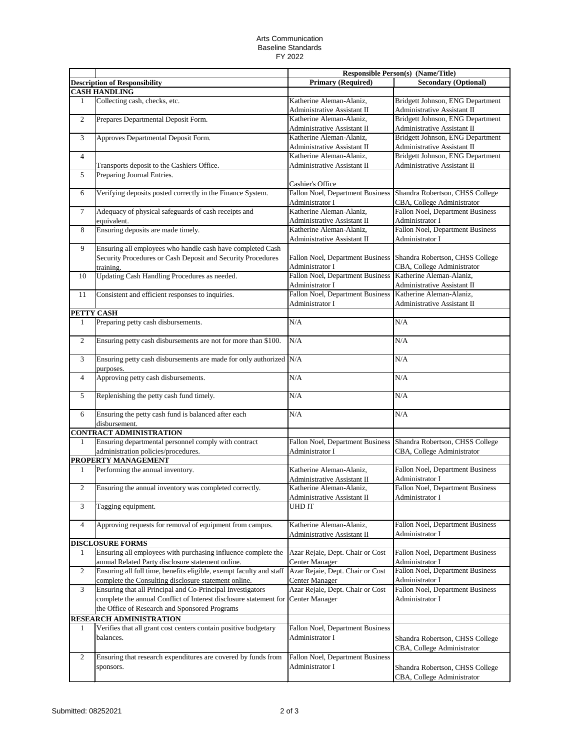Arts Communication
Baseline Standards
FY 2022

| | Description of Responsibility | Responsible Person(s) (Name/Title) | |
|---|---|---|---|
| | | **Primary (Required)** | **Secondary (Optional)** |
| **CASH HANDLING** | | | |
| 1 | Collecting cash, checks, etc. | Katherine Aleman-Alaniz, Administrative Assistant II | Bridgett Johnson, ENG Department Administrative Assistant II |
| 2 | Prepares Departmental Deposit Form. | Katherine Aleman-Alaniz, Administrative Assistant II | Bridgett Johnson, ENG Department Administrative Assistant II |
| 3 | Approves Departmental Deposit Form. | Katherine Aleman-Alaniz, Administrative Assistant II | Bridgett Johnson, ENG Department Administrative Assistant II |
| 4 | Transports deposit to the Cashiers Office. | Katherine Aleman-Alaniz, Administrative Assistant II | Bridgett Johnson, ENG Department Administrative Assistant II |
| 5 | Preparing Journal Entries. | Cashier's Office | |
| 6 | Verifying deposits posted correctly in the Finance System. | Fallon Noel, Department Business Administrator I | Shandra Robertson, CHSS College CBA, College Administrator |
| 7 | Adequacy of physical safeguards of cash receipts and equivalent. | Katherine Aleman-Alaniz, Administrative Assistant II | Fallon Noel, Department Business Administrator I |
| 8 | Ensuring deposits are made timely. | Katherine Aleman-Alaniz, Administrative Assistant II | Fallon Noel, Department Business Administrator I |
| 9 | Ensuring all employees who handle cash have completed Cash Security Procedures or Cash Deposit and Security Procedures training. | Fallon Noel, Department Business Administrator I | Shandra Robertson, CHSS College CBA, College Administrator |
| 10 | Updating Cash Handling Procedures as needed. | Fallon Noel, Department Business Administrator I | Katherine Aleman-Alaniz, Administrative Assistant II |
| 11 | Consistent and efficient responses to inquiries. | Fallon Noel, Department Business Administrator I | Katherine Aleman-Alaniz, Administrative Assistant II |
| **PETTY CASH** | | | |
| 1 | Preparing petty cash disbursements. | N/A | N/A |
| 2 | Ensuring petty cash disbursements are not for more than $100. | N/A | N/A |
| 3 | Ensuring petty cash disbursements are made for only authorized purposes. | N/A | N/A |
| 4 | Approving petty cash disbursements. | N/A | N/A |
| 5 | Replenishing the petty cash fund timely. | N/A | N/A |
| 6 | Ensuring the petty cash fund is balanced after each disbursement. | N/A | N/A |
| **CONTRACT ADMINISTRATION** | | | |
| 1 | Ensuring departmental personnel comply with contract administration policies/procedures. | Fallon Noel, Department Business Administrator I | Shandra Robertson, CHSS College CBA, College Administrator |
| **PROPERTY MANAGEMENT** | | | |
| 1 | Performing the annual inventory. | Katherine Aleman-Alaniz, Administrative Assistant II | Fallon Noel, Department Business Administrator I |
| 2 | Ensuring the annual inventory was completed correctly. | Katherine Aleman-Alaniz, Administrative Assistant II | Fallon Noel, Department Business Administrator I |
| 3 | Tagging equipment. | UHD IT | |
| 4 | Approving requests for removal of equipment from campus. | Katherine Aleman-Alaniz, Administrative Assistant II | Fallon Noel, Department Business Administrator I |
| **DISCLOSURE FORMS** | | | |
| 1 | Ensuring all employees with purchasing influence complete the annual Related Party disclosure statement online. | Azar Rejaie, Dept. Chair or Cost Center Manager | Fallon Noel, Department Business Administrator I |
| 2 | Ensuring all full time, benefits eligible, exempt faculty and staff complete the Consulting disclosure statement online. | Azar Rejaie, Dept. Chair or Cost Center Manager | Fallon Noel, Department Business Administrator I |
| 3 | Ensuring that all Principal and Co-Principal Investigators complete the annual Conflict of Interest disclosure statement for the Office of Research and Sponsored Programs | Azar Rejaie, Dept. Chair or Cost Center Manager | Fallon Noel, Department Business Administrator I |
| **RESEARCH ADMINISTRATION** | | | |
| 1 | Verifies that all grant cost centers contain positive budgetary balances. | Fallon Noel, Department Business Administrator I | Shandra Robertson, CHSS College CBA, College Administrator |
| 2 | Ensuring that research expenditures are covered by funds from sponsors. | Fallon Noel, Department Business Administrator I | Shandra Robertson, CHSS College CBA, College Administrator |

Submitted: 08252021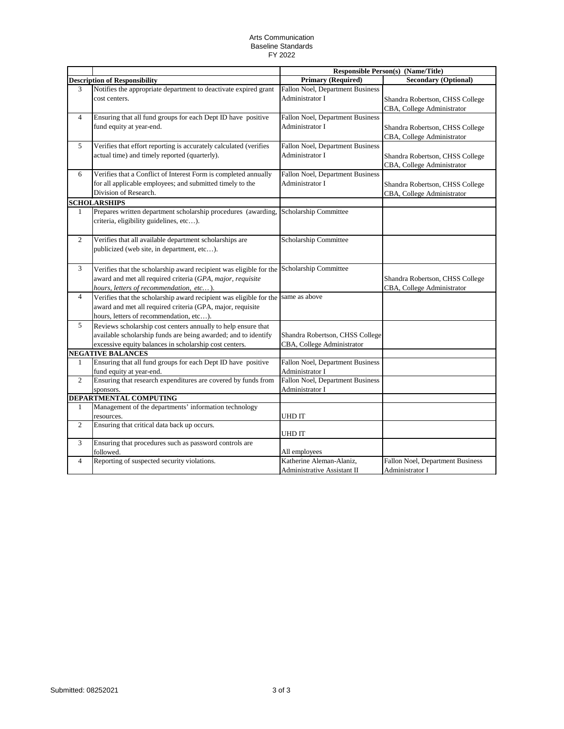Arts Communication
Baseline Standards
FY 2022

| | | Responsible Person(s) (Name/Title) | |
|---|---|---|---|
| **Description of Responsibility** | | **Primary (Required)** | **Secondary (Optional)** |
| 3 | Notifies the appropriate department to deactivate expired grant cost centers. | Fallon Noel, Department Business Administrator I | Shandra Robertson, CHSS College CBA, College Administrator |
| 4 | Ensuring that all fund groups for each Dept ID have positive fund equity at year-end. | Fallon Noel, Department Business Administrator I | Shandra Robertson, CHSS College CBA, College Administrator |
| 5 | Verifies that effort reporting is accurately calculated (verifies actual time) and timely reported (quarterly). | Fallon Noel, Department Business Administrator I | Shandra Robertson, CHSS College CBA, College Administrator |
| 6 | Verifies that a Conflict of Interest Form is completed annually for all applicable employees; and submitted timely to the Division of Research. | Fallon Noel, Department Business Administrator I | Shandra Robertson, CHSS College CBA, College Administrator |
| **SCHOLARSHIPS** | | | |
| 1 | Prepares written department scholarship procedures (awarding, criteria, eligibility guidelines, etc…). | Scholarship Committee | |
| 2 | Verifies that all available department scholarships are publicized (web site, in department, etc…). | Scholarship Committee | |
| 3 | Verifies that the scholarship award recipient was eligible for the award and met all required criteria (*GPA, major, requisite hours, letters of recommendation, etc…*). | Scholarship Committee | Shandra Robertson, CHSS College CBA, College Administrator |
| 4 | Verifies that the scholarship award recipient was eligible for the award and met all required criteria (GPA, major, requisite hours, letters of recommendation, etc…). | same as above | |
| 5 | Reviews scholarship cost centers annually to help ensure that available scholarship funds are being awarded; and to identify excessive equity balances in scholarship cost centers. | Shandra Robertson, CHSS College CBA, College Administrator | |
| **NEGATIVE BALANCES** | | | |
| 1 | Ensuring that all fund groups for each Dept ID have positive fund equity at year-end. | Fallon Noel, Department Business Administrator I | |
| 2 | Ensuring that research expenditures are covered by funds from sponsors. | Fallon Noel, Department Business Administrator I | |
| **DEPARTMENTAL COMPUTING** | | | |
| 1 | Management of the departments' information technology resources. | UHD IT | |
| 2 | Ensuring that critical data back up occurs. | UHD IT | |
| 3 | Ensuring that procedures such as password controls are followed. | All employees | |
| 4 | Reporting of suspected security violations. | Katherine Aleman-Alaniz, Administrative Assistant II | Fallon Noel, Department Business Administrator I |

Submitted: 08252021